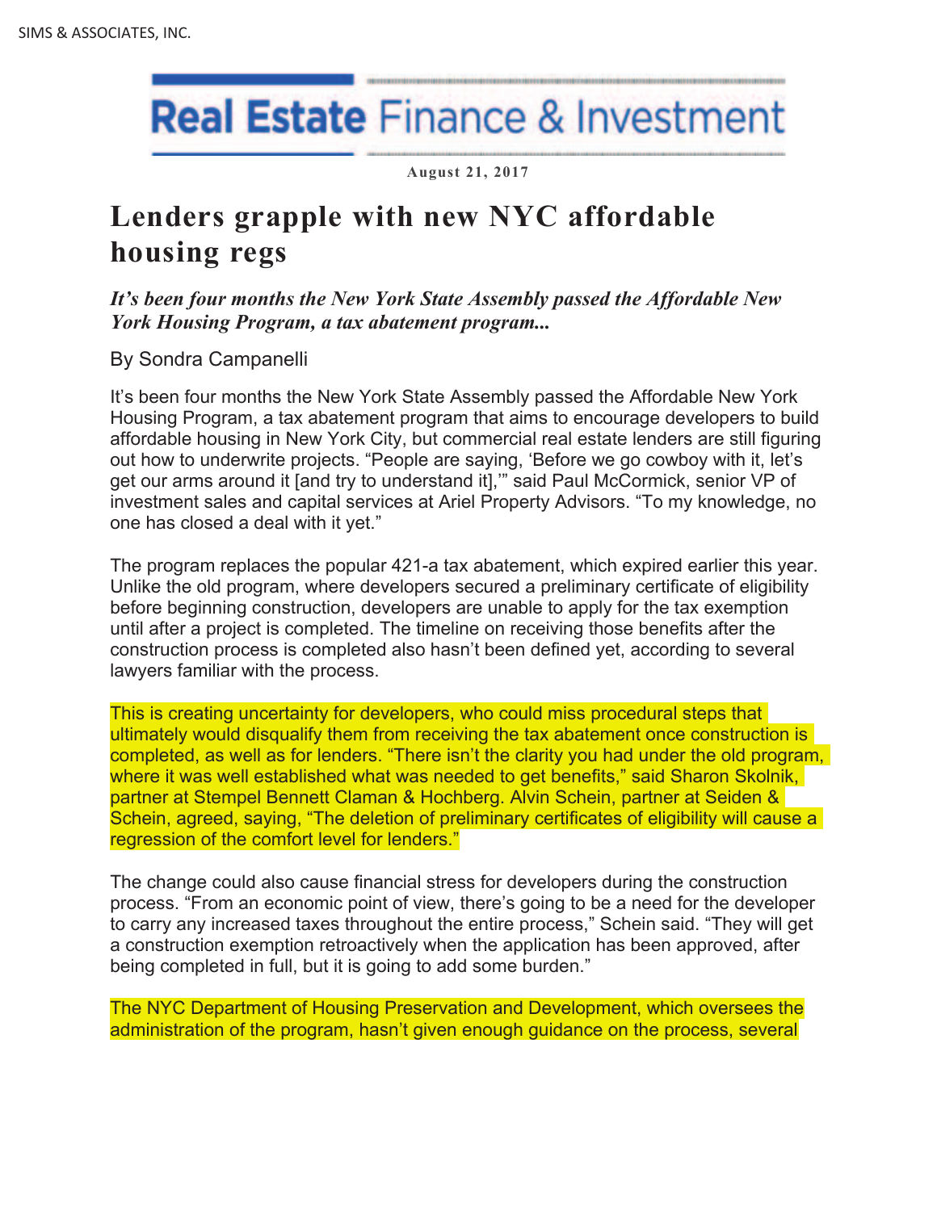Real Estate Finance & Investment

August 21, 2017

# Lenders grapple with new NYC affordable housing regs

***It's been four months the New York State Assembly passed the Affordable New York Housing Program, a tax abatement program...***

By Sondra Campanelli

It's been four months the New York State Assembly passed the Affordable New York Housing Program, a tax abatement program that aims to encourage developers to build affordable housing in New York City, but commercial real estate lenders are still figuring out how to underwrite projects. "People are saying, 'Before we go cowboy with it, let's get our arms around it [and try to understand it],'" said Paul McCormick, senior VP of investment sales and capital services at Ariel Property Advisors. "To my knowledge, no one has closed a deal with it yet."

The program replaces the popular 421-a tax abatement, which expired earlier this year. Unlike the old program, where developers secured a preliminary certificate of eligibility before beginning construction, developers are unable to apply for the tax exemption until after a project is completed. The timeline on receiving those benefits after the construction process is completed also hasn't been defined yet, according to several lawyers familiar with the process.

This is creating uncertainty for developers, who could miss procedural steps that ultimately would disqualify them from receiving the tax abatement once construction is completed, as well as for lenders. "There isn't the clarity you had under the old program, where it was well established what was needed to get benefits," said Sharon Skolnik, partner at Stempel Bennett Claman & Hochberg. Alvin Schein, partner at Seiden & Schein, agreed, saying, "The deletion of preliminary certificates of eligibility will cause a regression of the comfort level for lenders."

The change could also cause financial stress for developers during the construction process. "From an economic point of view, there's going to be a need for the developer to carry any increased taxes throughout the entire process," Schein said. "They will get a construction exemption retroactively when the application has been approved, after being completed in full, but it is going to add some burden."

The NYC Department of Housing Preservation and Development, which oversees the administration of the program, hasn't given enough guidance on the process, several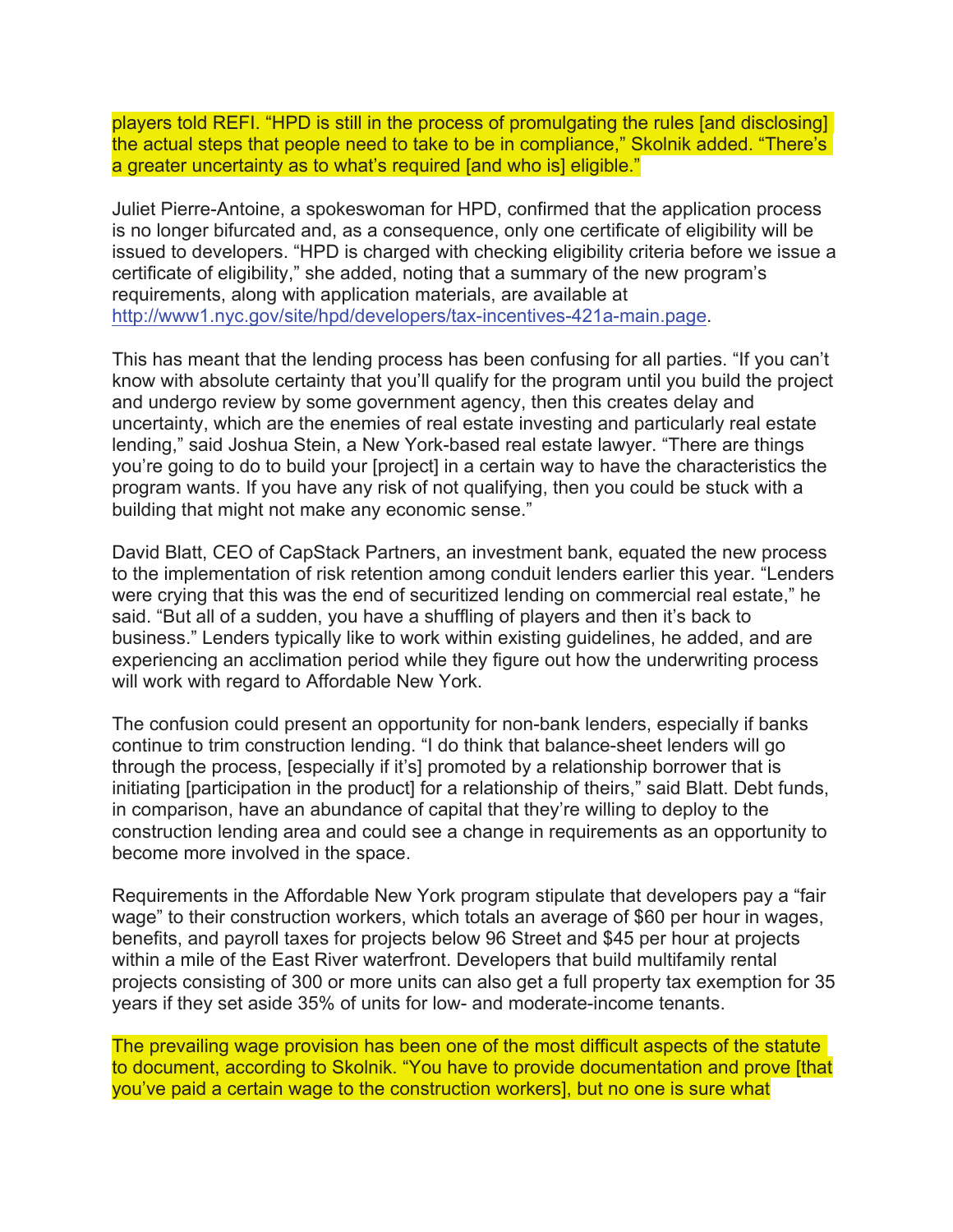players told REFI. "HPD is still in the process of promulgating the rules [and disclosing] the actual steps that people need to take to be in compliance," Skolnik added. "There's a greater uncertainty as to what's required [and who is] eligible."

Juliet Pierre-Antoine, a spokeswoman for HPD, confirmed that the application process is no longer bifurcated and, as a consequence, only one certificate of eligibility will be issued to developers. "HPD is charged with checking eligibility criteria before we issue a certificate of eligibility," she added, noting that a summary of the new program's requirements, along with application materials, are available at http://www1.nyc.gov/site/hpd/developers/tax-incentives-421a-main.page.

This has meant that the lending process has been confusing for all parties. "If you can't know with absolute certainty that you'll qualify for the program until you build the project and undergo review by some government agency, then this creates delay and uncertainty, which are the enemies of real estate investing and particularly real estate lending," said Joshua Stein, a New York-based real estate lawyer. "There are things you're going to do to build your [project] in a certain way to have the characteristics the program wants. If you have any risk of not qualifying, then you could be stuck with a building that might not make any economic sense."

David Blatt, CEO of CapStack Partners, an investment bank, equated the new process to the implementation of risk retention among conduit lenders earlier this year. "Lenders were crying that this was the end of securitized lending on commercial real estate," he said. "But all of a sudden, you have a shuffling of players and then it's back to business." Lenders typically like to work within existing guidelines, he added, and are experiencing an acclimation period while they figure out how the underwriting process will work with regard to Affordable New York.

The confusion could present an opportunity for non-bank lenders, especially if banks continue to trim construction lending. "I do think that balance-sheet lenders will go through the process, [especially if it's] promoted by a relationship borrower that is initiating [participation in the product] for a relationship of theirs," said Blatt. Debt funds, in comparison, have an abundance of capital that they're willing to deploy to the construction lending area and could see a change in requirements as an opportunity to become more involved in the space.

Requirements in the Affordable New York program stipulate that developers pay a "fair wage" to their construction workers, which totals an average of $60 per hour in wages, benefits, and payroll taxes for projects below 96 Street and $45 per hour at projects within a mile of the East River waterfront. Developers that build multifamily rental projects consisting of 300 or more units can also get a full property tax exemption for 35 years if they set aside 35% of units for low- and moderate-income tenants.

The prevailing wage provision has been one of the most difficult aspects of the statute to document, according to Skolnik. "You have to provide documentation and prove [that you've paid a certain wage to the construction workers], but no one is sure what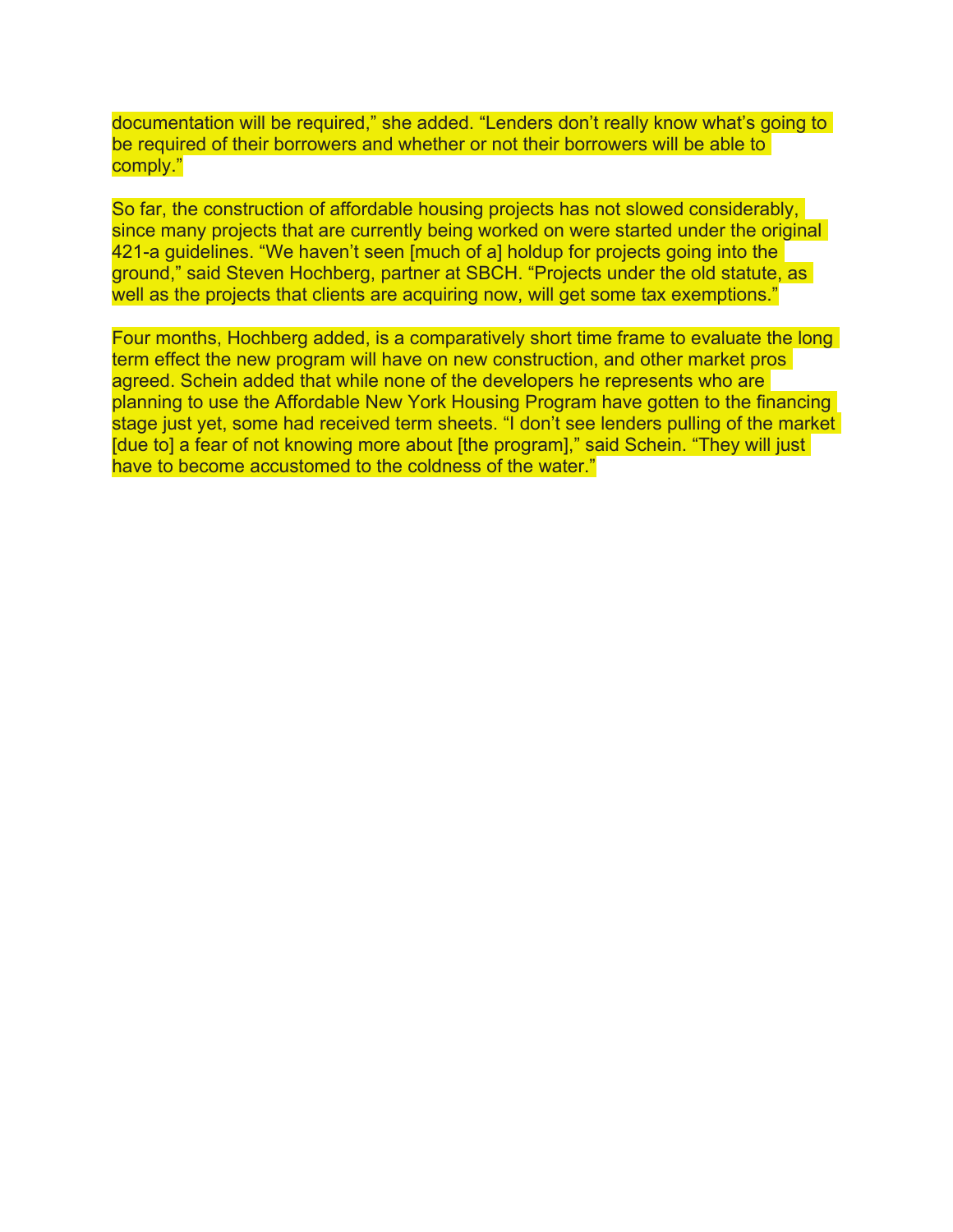documentation will be required," she added. "Lenders don't really know what's going to be required of their borrowers and whether or not their borrowers will be able to comply."

So far, the construction of affordable housing projects has not slowed considerably, since many projects that are currently being worked on were started under the original 421-a guidelines. "We haven't seen [much of a] holdup for projects going into the ground," said Steven Hochberg, partner at SBCH. "Projects under the old statute, as well as the projects that clients are acquiring now, will get some tax exemptions."

Four months, Hochberg added, is a comparatively short time frame to evaluate the long term effect the new program will have on new construction, and other market pros agreed. Schein added that while none of the developers he represents who are planning to use the Affordable New York Housing Program have gotten to the financing stage just yet, some had received term sheets. "I don't see lenders pulling of the market [due to] a fear of not knowing more about [the program]," said Schein. "They will just have to become accustomed to the coldness of the water."